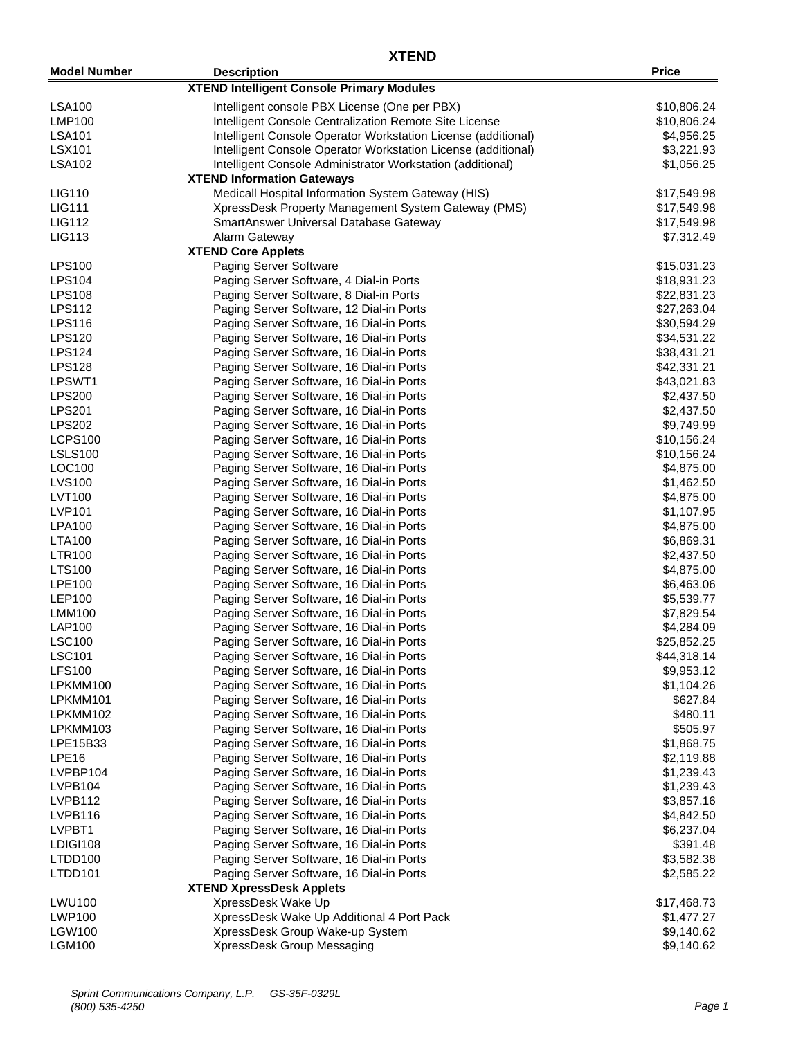# XTEND

| Model Number | Description | Price |
|---|---|---|
| | **XTEND Intelligent Console Primary Modules** | |
| LSA100 | Intelligent console PBX License (One per PBX) | $10,806.24 |
| LMP100 | Intelligent Console Centralization Remote Site License | $10,806.24 |
| LSA101 | Intelligent Console Operator Workstation License (additional) | $4,956.25 |
| LSX101 | Intelligent Console Operator Workstation License (additional) | $3,221.93 |
| LSA102 | Intelligent Console Administrator Workstation (additional) | $1,056.25 |
| | **XTEND Information Gateways** | |
| LIG110 | Medicall Hospital Information System Gateway (HIS) | $17,549.98 |
| LIG111 | XpressDesk Property Management System Gateway (PMS) | $17,549.98 |
| LIG112 | SmartAnswer Universal Database Gateway | $17,549.98 |
| LIG113 | Alarm Gateway | $7,312.49 |
| | **XTEND Core Applets** | |
| LPS100 | Paging Server Software | $15,031.23 |
| LPS104 | Paging Server Software, 4 Dial-in Ports | $18,931.23 |
| LPS108 | Paging Server Software, 8 Dial-in Ports | $22,831.23 |
| LPS112 | Paging Server Software, 12 Dial-in Ports | $27,263.04 |
| LPS116 | Paging Server Software, 16 Dial-in Ports | $30,594.29 |
| LPS120 | Paging Server Software, 16 Dial-in Ports | $34,531.22 |
| LPS124 | Paging Server Software, 16 Dial-in Ports | $38,431.21 |
| LPS128 | Paging Server Software, 16 Dial-in Ports | $42,331.21 |
| LPSWT1 | Paging Server Software, 16 Dial-in Ports | $43,021.83 |
| LPS200 | Paging Server Software, 16 Dial-in Ports | $2,437.50 |
| LPS201 | Paging Server Software, 16 Dial-in Ports | $2,437.50 |
| LPS202 | Paging Server Software, 16 Dial-in Ports | $9,749.99 |
| LCPS100 | Paging Server Software, 16 Dial-in Ports | $10,156.24 |
| LSLS100 | Paging Server Software, 16 Dial-in Ports | $10,156.24 |
| LOC100 | Paging Server Software, 16 Dial-in Ports | $4,875.00 |
| LVS100 | Paging Server Software, 16 Dial-in Ports | $1,462.50 |
| LVT100 | Paging Server Software, 16 Dial-in Ports | $4,875.00 |
| LVP101 | Paging Server Software, 16 Dial-in Ports | $1,107.95 |
| LPA100 | Paging Server Software, 16 Dial-in Ports | $4,875.00 |
| LTA100 | Paging Server Software, 16 Dial-in Ports | $6,869.31 |
| LTR100 | Paging Server Software, 16 Dial-in Ports | $2,437.50 |
| LTS100 | Paging Server Software, 16 Dial-in Ports | $4,875.00 |
| LPE100 | Paging Server Software, 16 Dial-in Ports | $6,463.06 |
| LEP100 | Paging Server Software, 16 Dial-in Ports | $5,539.77 |
| LMM100 | Paging Server Software, 16 Dial-in Ports | $7,829.54 |
| LAP100 | Paging Server Software, 16 Dial-in Ports | $4,284.09 |
| LSC100 | Paging Server Software, 16 Dial-in Ports | $25,852.25 |
| LSC101 | Paging Server Software, 16 Dial-in Ports | $44,318.14 |
| LFS100 | Paging Server Software, 16 Dial-in Ports | $9,953.12 |
| LPKMM100 | Paging Server Software, 16 Dial-in Ports | $1,104.26 |
| LPKMM101 | Paging Server Software, 16 Dial-in Ports | $627.84 |
| LPKMM102 | Paging Server Software, 16 Dial-in Ports | $480.11 |
| LPKMM103 | Paging Server Software, 16 Dial-in Ports | $505.97 |
| LPE15B33 | Paging Server Software, 16 Dial-in Ports | $1,868.75 |
| LPE16 | Paging Server Software, 16 Dial-in Ports | $2,119.88 |
| LVPBP104 | Paging Server Software, 16 Dial-in Ports | $1,239.43 |
| LVPB104 | Paging Server Software, 16 Dial-in Ports | $1,239.43 |
| LVPB112 | Paging Server Software, 16 Dial-in Ports | $3,857.16 |
| LVPB116 | Paging Server Software, 16 Dial-in Ports | $4,842.50 |
| LVPBT1 | Paging Server Software, 16 Dial-in Ports | $6,237.04 |
| LDIGI108 | Paging Server Software, 16 Dial-in Ports | $391.48 |
| LTDD100 | Paging Server Software, 16 Dial-in Ports | $3,582.38 |
| LTDD101 | Paging Server Software, 16 Dial-in Ports | $2,585.22 |
| | **XTEND XpressDesk Applets** | |
| LWU100 | XpressDesk Wake Up | $17,468.73 |
| LWP100 | XpressDesk Wake Up Additional 4 Port Pack | $1,477.27 |
| LGW100 | XpressDesk Group Wake-up System | $9,140.62 |
| LGM100 | XpressDesk Group Messaging | $9,140.62 |

*Sprint Communications Company, L.P. GS-35F-0329L*
*(800) 535-4250*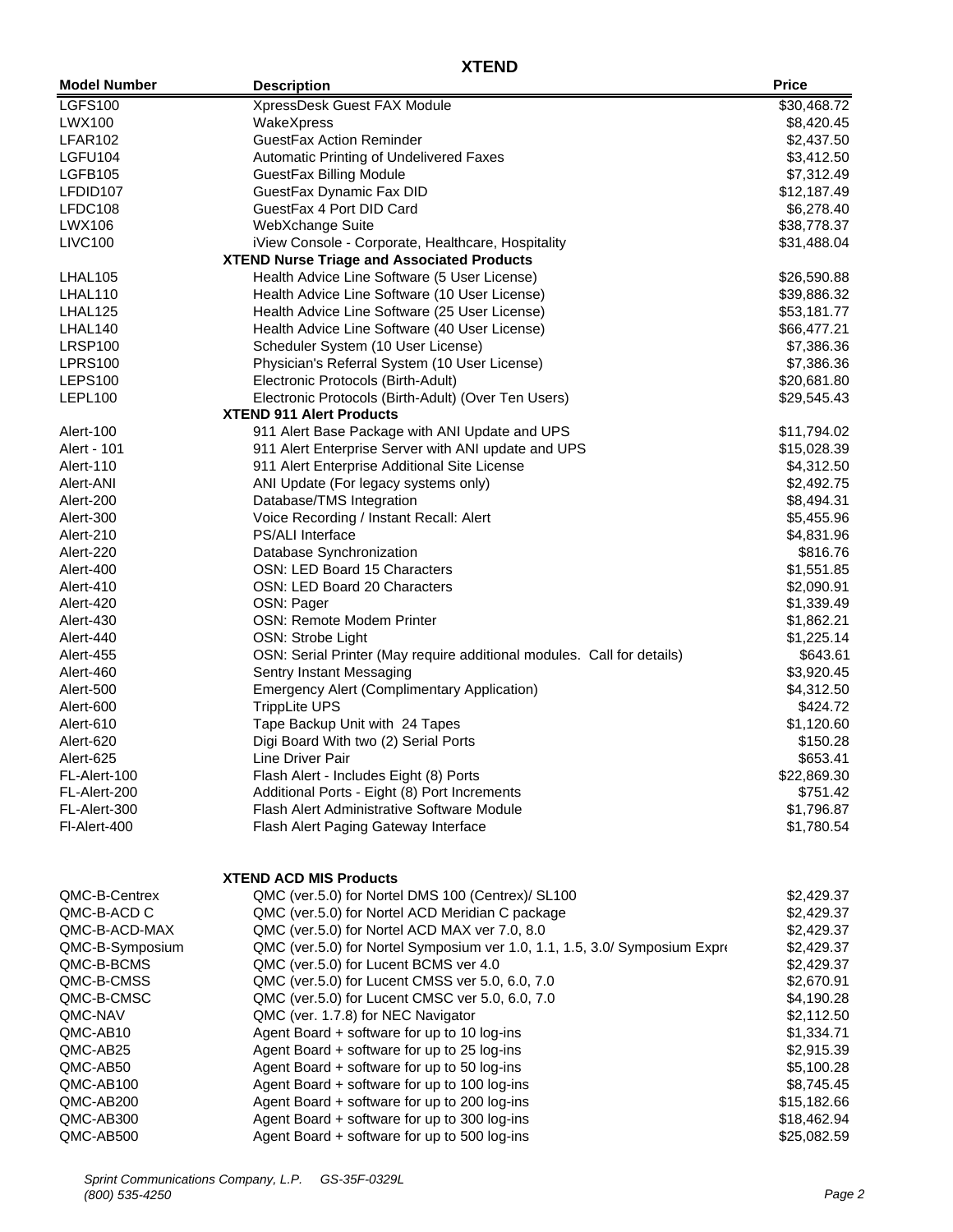# XTEND

| Model Number | Description | Price |
|---|---|---|
| LGFS100 | XpressDesk Guest FAX Module | $30,468.72 |
| LWX100 | WakeXpress | $8,420.45 |
| LFAR102 | GuestFax Action Reminder | $2,437.50 |
| LGFU104 | Automatic Printing of Undelivered Faxes | $3,412.50 |
| LGFB105 | GuestFax Billing Module | $7,312.49 |
| LFDID107 | GuestFax Dynamic Fax DID | $12,187.49 |
| LFDC108 | GuestFax 4 Port DID Card | $6,278.40 |
| LWX106 | WebXchange Suite | $38,778.37 |
| LIVC100 | iView Console - Corporate, Healthcare, Hospitality | $31,488.04 |
| | **XTEND Nurse Triage and Associated Products** | |
| LHAL105 | Health Advice Line Software (5 User License) | $26,590.88 |
| LHAL110 | Health Advice Line Software (10 User License) | $39,886.32 |
| LHAL125 | Health Advice Line Software (25 User License) | $53,181.77 |
| LHAL140 | Health Advice Line Software (40 User License) | $66,477.21 |
| LRSP100 | Scheduler System (10 User License) | $7,386.36 |
| LPRS100 | Physician's Referral System (10 User License) | $7,386.36 |
| LEPS100 | Electronic Protocols (Birth-Adult) | $20,681.80 |
| LEPL100 | Electronic Protocols (Birth-Adult) (Over Ten Users) | $29,545.43 |
| | **XTEND 911 Alert Products** | |
| Alert-100 | 911 Alert Base Package with ANI Update and UPS | $11,794.02 |
| Alert - 101 | 911 Alert Enterprise Server with ANI update and UPS | $15,028.39 |
| Alert-110 | 911 Alert Enterprise Additional Site License | $4,312.50 |
| Alert-ANI | ANI Update (For legacy systems only) | $2,492.75 |
| Alert-200 | Database/TMS Integration | $8,494.31 |
| Alert-300 | Voice Recording / Instant Recall: Alert | $5,455.96 |
| Alert-210 | PS/ALI Interface | $4,831.96 |
| Alert-220 | Database Synchronization | $816.76 |
| Alert-400 | OSN: LED Board 15 Characters | $1,551.85 |
| Alert-410 | OSN: LED Board 20 Characters | $2,090.91 |
| Alert-420 | OSN: Pager | $1,339.49 |
| Alert-430 | OSN: Remote Modem Printer | $1,862.21 |
| Alert-440 | OSN: Strobe Light | $1,225.14 |
| Alert-455 | OSN: Serial Printer (May require additional modules. Call for details) | $643.61 |
| Alert-460 | Sentry Instant Messaging | $3,920.45 |
| Alert-500 | Emergency Alert (Complimentary Application) | $4,312.50 |
| Alert-600 | TrippLite UPS | $424.72 |
| Alert-610 | Tape Backup Unit with 24 Tapes | $1,120.60 |
| Alert-620 | Digi Board With two (2) Serial Ports | $150.28 |
| Alert-625 | Line Driver Pair | $653.41 |
| FL-Alert-100 | Flash Alert - Includes Eight (8) Ports | $22,869.30 |
| FL-Alert-200 | Additional Ports - Eight (8) Port Increments | $751.42 |
| FL-Alert-300 | Flash Alert Administrative Software Module | $1,796.87 |
| Fl-Alert-400 | Flash Alert Paging Gateway Interface | $1,780.54 |
| | **XTEND ACD MIS Products** | |
| QMC-B-Centrex | QMC (ver.5.0) for Nortel DMS 100 (Centrex)/ SL100 | $2,429.37 |
| QMC-B-ACD C | QMC (ver.5.0) for Nortel ACD Meridian C package | $2,429.37 |
| QMC-B-ACD-MAX | QMC (ver.5.0) for Nortel ACD MAX ver 7.0, 8.0 | $2,429.37 |
| QMC-B-Symposium | QMC (ver.5.0) for Nortel Symposium ver 1.0, 1.1, 1.5, 3.0/ Symposium Expre | $2,429.37 |
| QMC-B-BCMS | QMC (ver.5.0) for Lucent BCMS ver 4.0 | $2,429.37 |
| QMC-B-CMSS | QMC (ver.5.0) for Lucent CMSS ver 5.0, 6.0, 7.0 | $2,670.91 |
| QMC-B-CMSC | QMC (ver.5.0) for Lucent CMSC ver 5.0, 6.0, 7.0 | $4,190.28 |
| QMC-NAV | QMC (ver. 1.7.8) for NEC Navigator | $2,112.50 |
| QMC-AB10 | Agent Board + software for up to 10 log-ins | $1,334.71 |
| QMC-AB25 | Agent Board + software for up to 25 log-ins | $2,915.39 |
| QMC-AB50 | Agent Board + software for up to 50 log-ins | $5,100.28 |
| QMC-AB100 | Agent Board + software for up to 100 log-ins | $8,745.45 |
| QMC-AB200 | Agent Board + software for up to 200 log-ins | $15,182.66 |
| QMC-AB300 | Agent Board + software for up to 300 log-ins | $18,462.94 |
| QMC-AB500 | Agent Board + software for up to 500 log-ins | $25,082.59 |

*Sprint Communications Company, L.P. GS-35F-0329L*
*(800) 535-4250*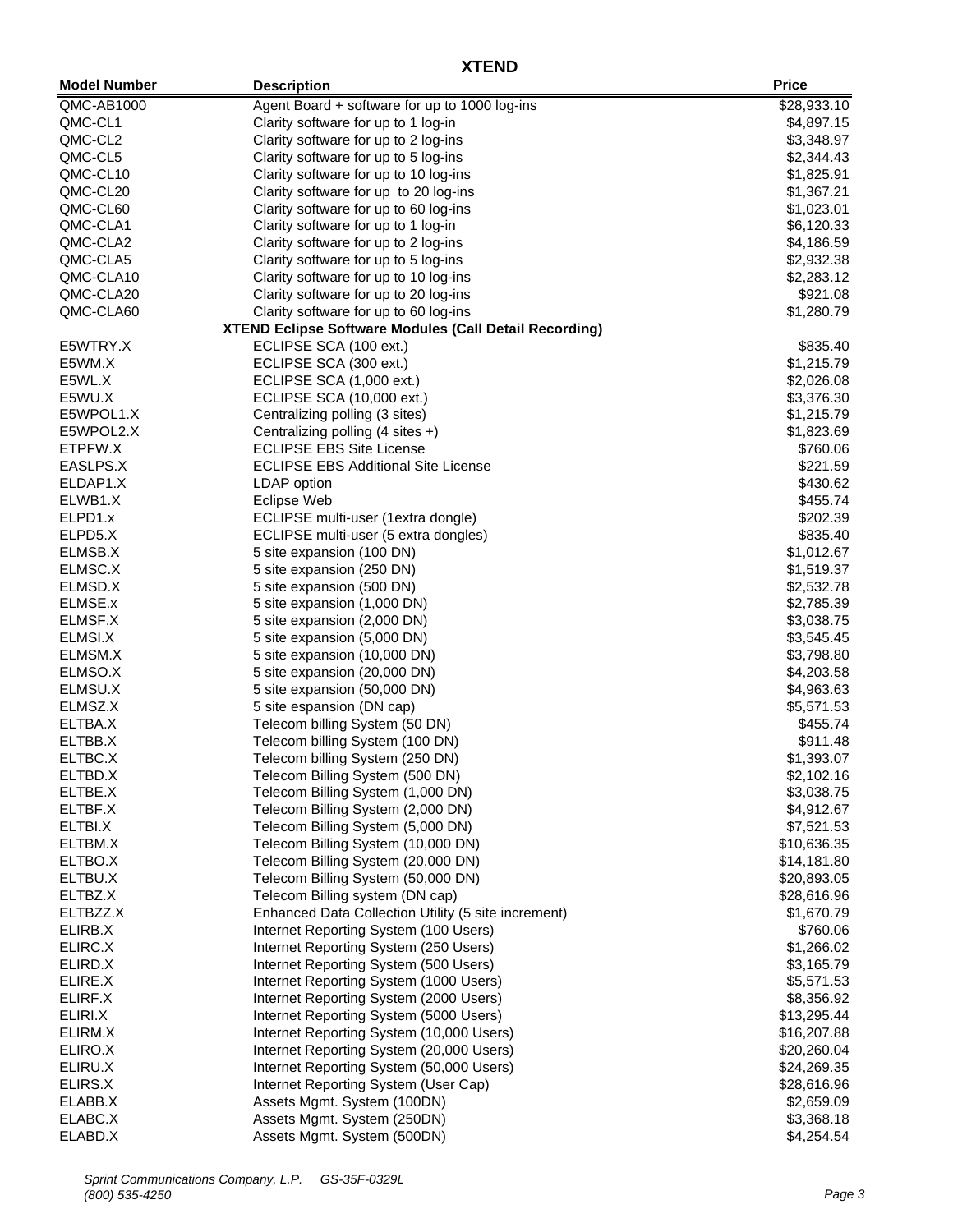# XTEND

| Model Number | Description | Price |
|---|---|---|
| QMC-AB1000 | Agent Board + software for up to 1000 log-ins | $28,933.10 |
| QMC-CL1 | Clarity software for up to 1 log-in | $4,897.15 |
| QMC-CL2 | Clarity software for up to 2 log-ins | $3,348.97 |
| QMC-CL5 | Clarity software for up to 5 log-ins | $2,344.43 |
| QMC-CL10 | Clarity software for up to 10 log-ins | $1,825.91 |
| QMC-CL20 | Clarity software for up  to 20 log-ins | $1,367.21 |
| QMC-CL60 | Clarity software for up to 60 log-ins | $1,023.01 |
| QMC-CLA1 | Clarity software for up to 1 log-in | $6,120.33 |
| QMC-CLA2 | Clarity software for up to 2 log-ins | $4,186.59 |
| QMC-CLA5 | Clarity software for up to 5 log-ins | $2,932.38 |
| QMC-CLA10 | Clarity software for up to 10 log-ins | $2,283.12 |
| QMC-CLA20 | Clarity software for up to 20 log-ins | $921.08 |
| QMC-CLA60 | Clarity software for up to 60 log-ins | $1,280.79 |
| | **XTEND Eclipse Software Modules (Call Detail Recording)** | |
| E5WTRY.X | ECLIPSE SCA (100 ext.) | $835.40 |
| E5WM.X | ECLIPSE SCA (300 ext.) | $1,215.79 |
| E5WL.X | ECLIPSE SCA (1,000 ext.) | $2,026.08 |
| E5WU.X | ECLIPSE SCA (10,000 ext.) | $3,376.30 |
| E5WPOL1.X | Centralizing polling (3 sites) | $1,215.79 |
| E5WPOL2.X | Centralizing polling (4 sites +) | $1,823.69 |
| ETPFW.X | ECLIPSE EBS Site License | $760.06 |
| EASLPS.X | ECLIPSE EBS Additional Site License | $221.59 |
| ELDAP1.X | LDAP option | $430.62 |
| ELWB1.X | Eclipse Web | $455.74 |
| ELPD1.x | ECLIPSE multi-user (1extra dongle) | $202.39 |
| ELPD5.X | ECLIPSE multi-user (5 extra dongles) | $835.40 |
| ELMSB.X | 5 site expansion (100 DN) | $1,012.67 |
| ELMSC.X | 5 site expansion (250 DN) | $1,519.37 |
| ELMSD.X | 5 site expansion (500 DN) | $2,532.78 |
| ELMSE.x | 5 site expansion (1,000 DN) | $2,785.39 |
| ELMSF.X | 5 site expansion (2,000 DN) | $3,038.75 |
| ELMSI.X | 5 site expansion (5,000 DN) | $3,545.45 |
| ELMSM.X | 5 site expansion (10,000 DN) | $3,798.80 |
| ELMSO.X | 5 site expansion (20,000 DN) | $4,203.58 |
| ELMSU.X | 5 site expansion (50,000 DN) | $4,963.63 |
| ELMSZ.X | 5 site espansion (DN cap) | $5,571.53 |
| ELTBA.X | Telecom billing System (50 DN) | $455.74 |
| ELTBB.X | Telecom billing System (100 DN) | $911.48 |
| ELTBC.X | Telecom billing System (250 DN) | $1,393.07 |
| ELTBD.X | Telecom Billing System (500 DN) | $2,102.16 |
| ELTBE.X | Telecom Billing System (1,000 DN) | $3,038.75 |
| ELTBF.X | Telecom Billing System (2,000 DN) | $4,912.67 |
| ELTBI.X | Telecom Billing System (5,000 DN) | $7,521.53 |
| ELTBM.X | Telecom Billing System (10,000 DN) | $10,636.35 |
| ELTBO.X | Telecom Billing System (20,000 DN) | $14,181.80 |
| ELTBU.X | Telecom Billing System (50,000 DN) | $20,893.05 |
| ELTBZ.X | Telecom Billing system (DN cap) | $28,616.96 |
| ELTBZZ.X | Enhanced Data Collection Utility (5 site increment) | $1,670.79 |
| ELIRB.X | Internet Reporting System (100 Users) | $760.06 |
| ELIRC.X | Internet Reporting System (250 Users) | $1,266.02 |
| ELIRD.X | Internet Reporting System (500 Users) | $3,165.79 |
| ELIRE.X | Internet Reporting System (1000 Users) | $5,571.53 |
| ELIRF.X | Internet Reporting System (2000 Users) | $8,356.92 |
| ELIRI.X | Internet Reporting System (5000 Users) | $13,295.44 |
| ELIRM.X | Internet Reporting System (10,000 Users) | $16,207.88 |
| ELIRO.X | Internet Reporting System (20,000 Users) | $20,260.04 |
| ELIRU.X | Internet Reporting System (50,000 Users) | $24,269.35 |
| ELIRS.X | Internet Reporting System (User Cap) | $28,616.96 |
| ELABB.X | Assets Mgmt. System (100DN) | $2,659.09 |
| ELABC.X | Assets Mgmt. System (250DN) | $3,368.18 |
| ELABD.X | Assets Mgmt. System (500DN) | $4,254.54 |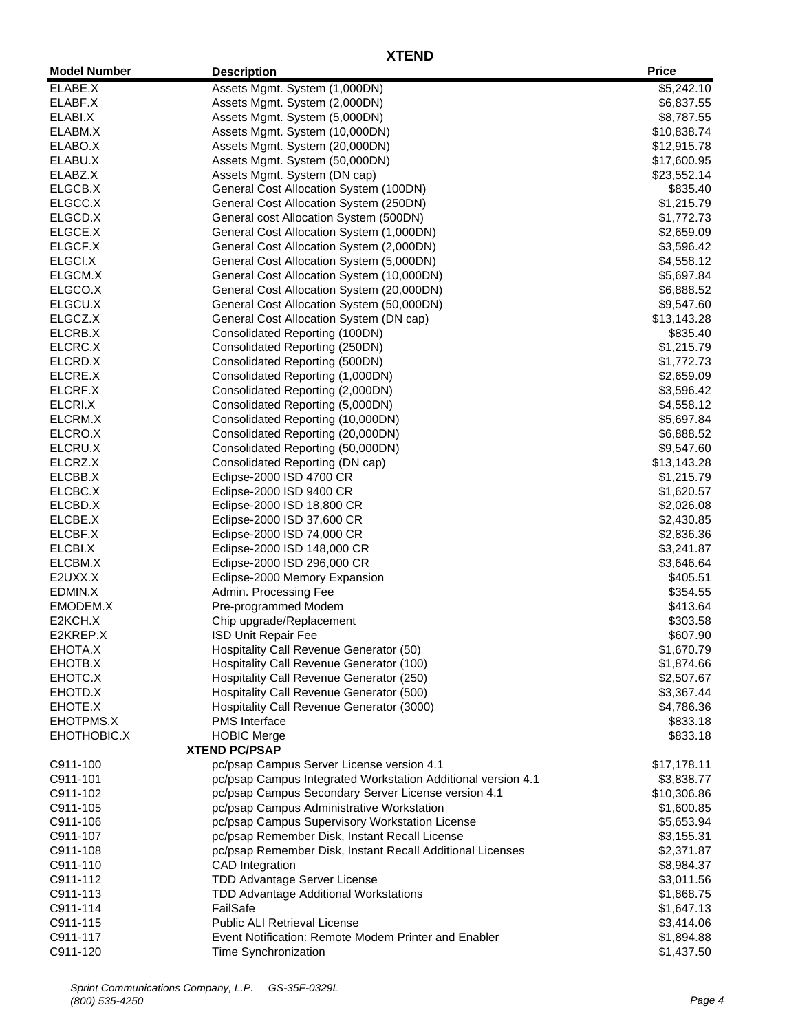## XTEND

| Model Number | Description | Price |
|---|---|---|
| ELABE.X | Assets Mgmt. System (1,000DN) | $5,242.10 |
| ELABF.X | Assets Mgmt. System (2,000DN) | $6,837.55 |
| ELABI.X | Assets Mgmt. System (5,000DN) | $8,787.55 |
| ELABM.X | Assets Mgmt. System (10,000DN) | $10,838.74 |
| ELABO.X | Assets Mgmt. System (20,000DN) | $12,915.78 |
| ELABU.X | Assets Mgmt. System (50,000DN) | $17,600.95 |
| ELABZ.X | Assets Mgmt. System (DN cap) | $23,552.14 |
| ELGCB.X | General Cost Allocation System (100DN) | $835.40 |
| ELGCC.X | General Cost Allocation System (250DN) | $1,215.79 |
| ELGCD.X | General cost Allocation System (500DN) | $1,772.73 |
| ELGCE.X | General Cost Allocation System (1,000DN) | $2,659.09 |
| ELGCF.X | General Cost Allocation System (2,000DN) | $3,596.42 |
| ELGCI.X | General Cost Allocation System (5,000DN) | $4,558.12 |
| ELGCM.X | General Cost Allocation System (10,000DN) | $5,697.84 |
| ELGCO.X | General Cost Allocation System (20,000DN) | $6,888.52 |
| ELGCU.X | General Cost Allocation System (50,000DN) | $9,547.60 |
| ELGCZ.X | General Cost Allocation System (DN cap) | $13,143.28 |
| ELCRB.X | Consolidated Reporting (100DN) | $835.40 |
| ELCRC.X | Consolidated Reporting (250DN) | $1,215.79 |
| ELCRD.X | Consolidated Reporting (500DN) | $1,772.73 |
| ELCRE.X | Consolidated Reporting (1,000DN) | $2,659.09 |
| ELCRF.X | Consolidated Reporting (2,000DN) | $3,596.42 |
| ELCRI.X | Consolidated Reporting (5,000DN) | $4,558.12 |
| ELCRM.X | Consolidated Reporting (10,000DN) | $5,697.84 |
| ELCRO.X | Consolidated Reporting (20,000DN) | $6,888.52 |
| ELCRU.X | Consolidated Reporting (50,000DN) | $9,547.60 |
| ELCRZ.X | Consolidated Reporting (DN cap) | $13,143.28 |
| ELCBB.X | Eclipse-2000 ISD 4700 CR | $1,215.79 |
| ELCBC.X | Eclipse-2000 ISD 9400 CR | $1,620.57 |
| ELCBD.X | Eclipse-2000 ISD 18,800 CR | $2,026.08 |
| ELCBE.X | Eclipse-2000 ISD 37,600 CR | $2,430.85 |
| ELCBF.X | Eclipse-2000 ISD 74,000 CR | $2,836.36 |
| ELCBI.X | Eclipse-2000 ISD 148,000 CR | $3,241.87 |
| ELCBM.X | Eclipse-2000 ISD 296,000 CR | $3,646.64 |
| E2UXX.X | Eclipse-2000 Memory Expansion | $405.51 |
| EDMIN.X | Admin. Processing Fee | $354.55 |
| EMODEM.X | Pre-programmed Modem | $413.64 |
| E2KCH.X | Chip upgrade/Replacement | $303.58 |
| E2KREP.X | ISD Unit Repair Fee | $607.90 |
| EHOTA.X | Hospitality Call Revenue Generator (50) | $1,670.79 |
| EHOTB.X | Hospitality Call Revenue Generator (100) | $1,874.66 |
| EHOTC.X | Hospitality Call Revenue Generator (250) | $2,507.67 |
| EHOTD.X | Hospitality Call Revenue Generator (500) | $3,367.44 |
| EHOTE.X | Hospitality Call Revenue Generator (3000) | $4,786.36 |
| EHOTPMS.X | PMS Interface | $833.18 |
| EHOTHOBIC.X | HOBIC Merge | $833.18 |
| | **XTEND PC/PSAP** | |
| C911-100 | pc/psap Campus Server License version 4.1 | $17,178.11 |
| C911-101 | pc/psap Campus Integrated Workstation Additional version 4.1 | $3,838.77 |
| C911-102 | pc/psap Campus Secondary Server License version 4.1 | $10,306.86 |
| C911-105 | pc/psap Campus Administrative Workstation | $1,600.85 |
| C911-106 | pc/psap Campus Supervisory Workstation License | $5,653.94 |
| C911-107 | pc/psap Remember Disk, Instant Recall License | $3,155.31 |
| C911-108 | pc/psap Remember Disk, Instant Recall Additional Licenses | $2,371.87 |
| C911-110 | CAD Integration | $8,984.37 |
| C911-112 | TDD Advantage Server License | $3,011.56 |
| C911-113 | TDD Advantage Additional Workstations | $1,868.75 |
| C911-114 | FailSafe | $1,647.13 |
| C911-115 | Public ALI Retrieval License | $3,414.06 |
| C911-117 | Event Notification: Remote Modem Printer and Enabler | $1,894.88 |
| C911-120 | Time Synchronization | $1,437.50 |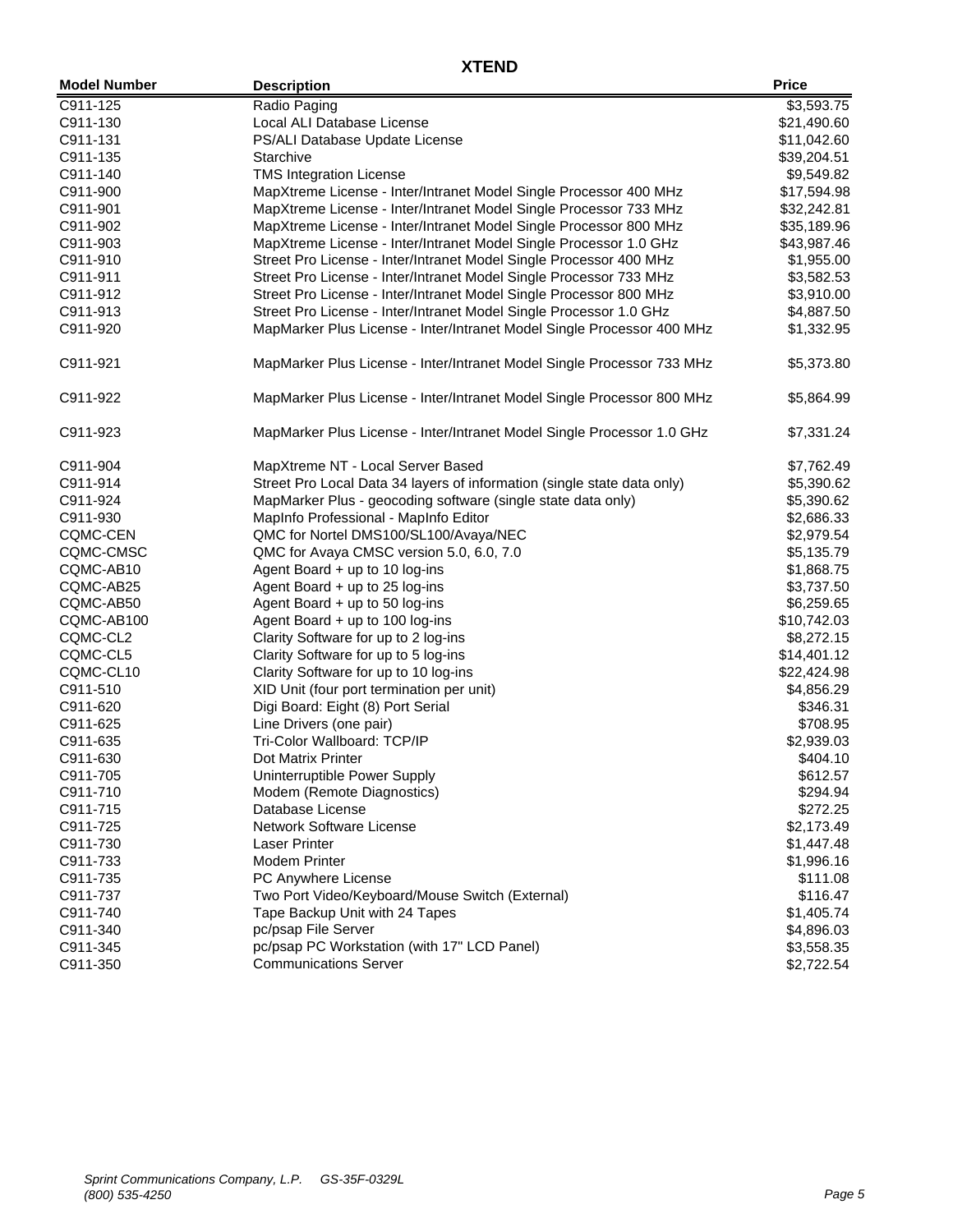## XTEND

| Model Number | Description | Price |
|---|---|---|
| C911-125 | Radio Paging | $3,593.75 |
| C911-130 | Local ALI Database License | $21,490.60 |
| C911-131 | PS/ALI Database Update License | $11,042.60 |
| C911-135 | Starchive | $39,204.51 |
| C911-140 | TMS Integration License | $9,549.82 |
| C911-900 | MapXtreme License - Inter/Intranet Model Single Processor 400 MHz | $17,594.98 |
| C911-901 | MapXtreme License - Inter/Intranet Model Single Processor 733 MHz | $32,242.81 |
| C911-902 | MapXtreme License - Inter/Intranet Model Single Processor 800 MHz | $35,189.96 |
| C911-903 | MapXtreme License - Inter/Intranet Model Single Processor 1.0 GHz | $43,987.46 |
| C911-910 | Street Pro License - Inter/Intranet Model Single Processor 400 MHz | $1,955.00 |
| C911-911 | Street Pro License - Inter/Intranet Model Single Processor 733 MHz | $3,582.53 |
| C911-912 | Street Pro License - Inter/Intranet Model Single Processor 800 MHz | $3,910.00 |
| C911-913 | Street Pro License - Inter/Intranet Model Single Processor 1.0 GHz | $4,887.50 |
| C911-920 | MapMarker Plus License - Inter/Intranet Model Single Processor 400 MHz | $1,332.95 |
| C911-921 | MapMarker Plus License - Inter/Intranet Model Single Processor 733 MHz | $5,373.80 |
| C911-922 | MapMarker Plus License - Inter/Intranet Model Single Processor 800 MHz | $5,864.99 |
| C911-923 | MapMarker Plus License - Inter/Intranet Model Single Processor 1.0 GHz | $7,331.24 |
| C911-904 | MapXtreme NT - Local Server Based | $7,762.49 |
| C911-914 | Street Pro Local Data 34 layers of information (single state data only) | $5,390.62 |
| C911-924 | MapMarker Plus - geocoding software (single state data only) | $5,390.62 |
| C911-930 | MapInfo Professional - MapInfo Editor | $2,686.33 |
| CQMC-CEN | QMC for Nortel DMS100/SL100/Avaya/NEC | $2,979.54 |
| CQMC-CMSC | QMC for Avaya CMSC version 5.0, 6.0, 7.0 | $5,135.79 |
| CQMC-AB10 | Agent Board + up to 10 log-ins | $1,868.75 |
| CQMC-AB25 | Agent Board + up to 25 log-ins | $3,737.50 |
| CQMC-AB50 | Agent Board + up to 50 log-ins | $6,259.65 |
| CQMC-AB100 | Agent Board + up to 100 log-ins | $10,742.03 |
| CQMC-CL2 | Clarity Software for up to 2 log-ins | $8,272.15 |
| CQMC-CL5 | Clarity Software for up to 5 log-ins | $14,401.12 |
| CQMC-CL10 | Clarity Software for up to 10 log-ins | $22,424.98 |
| C911-510 | XID Unit (four port termination per unit) | $4,856.29 |
| C911-620 | Digi Board: Eight (8) Port Serial | $346.31 |
| C911-625 | Line Drivers (one pair) | $708.95 |
| C911-635 | Tri-Color Wallboard: TCP/IP | $2,939.03 |
| C911-630 | Dot Matrix Printer | $404.10 |
| C911-705 | Uninterruptible Power Supply | $612.57 |
| C911-710 | Modem (Remote Diagnostics) | $294.94 |
| C911-715 | Database License | $272.25 |
| C911-725 | Network Software License | $2,173.49 |
| C911-730 | Laser Printer | $1,447.48 |
| C911-733 | Modem Printer | $1,996.16 |
| C911-735 | PC Anywhere License | $111.08 |
| C911-737 | Two Port Video/Keyboard/Mouse Switch (External) | $116.47 |
| C911-740 | Tape Backup Unit with 24 Tapes | $1,405.74 |
| C911-340 | pc/psap File Server | $4,896.03 |
| C911-345 | pc/psap PC Workstation (with 17" LCD Panel) | $3,558.35 |
| C911-350 | Communications Server | $2,722.54 |

*Sprint Communications Company, L.P. GS-35F-0329L*
*(800) 535-4250*